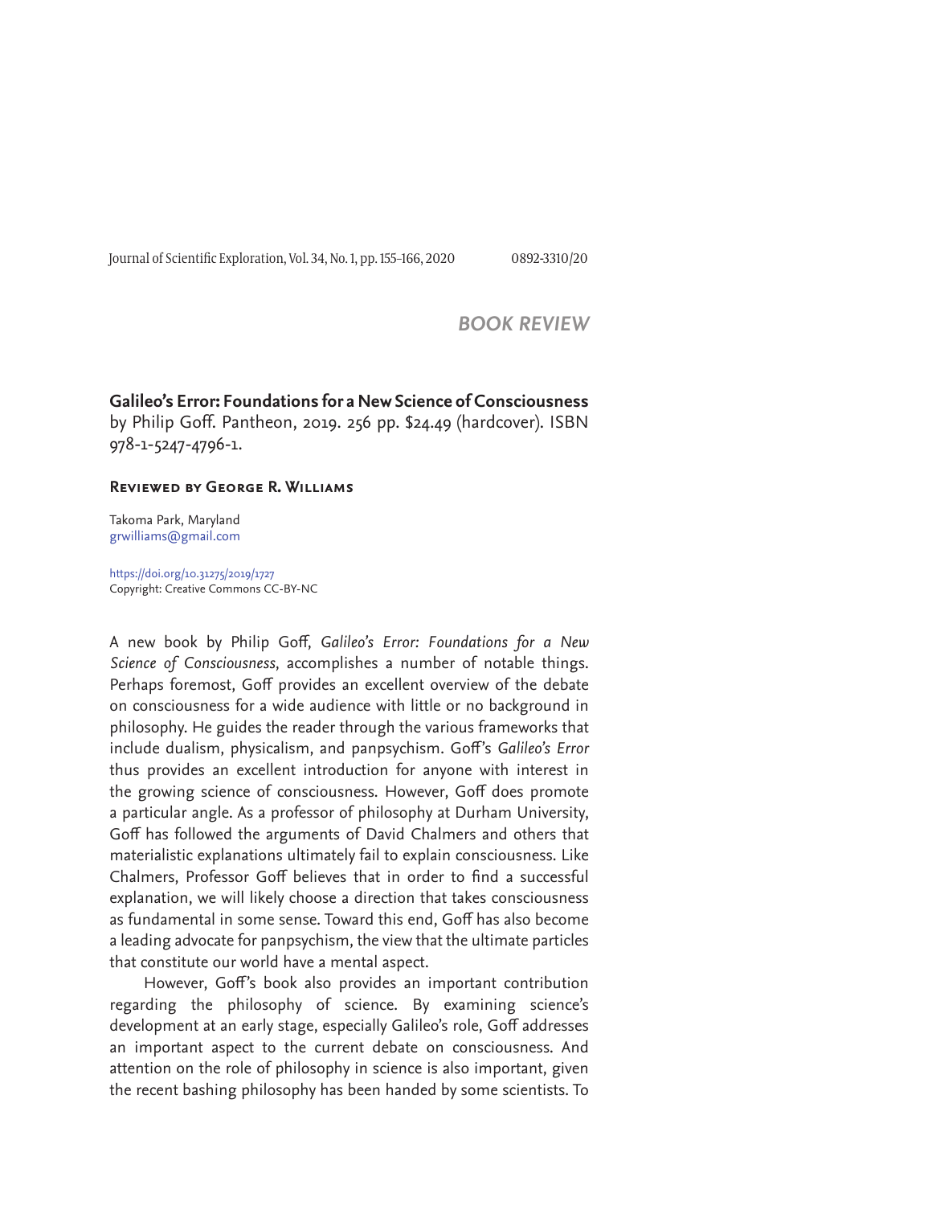## BOOK REVIEW

**Galileo's Error: Foundations for a New Science of Consciousness**
by Philip Goff. Pantheon, 2019. 256 pp. $24.49 (hardcover). ISBN 978-1-5247-4796-1.

**Reviewed by George R. Williams**

Takoma Park, Maryland
grwilliams@gmail.com

https://doi.org/10.31275/2019/1727
Copyright: Creative Commons CC-BY-NC

A new book by Philip Goff, *Galileo's Error: Foundations for a New Science of Consciousness*, accomplishes a number of notable things. Perhaps foremost, Goff provides an excellent overview of the debate on consciousness for a wide audience with little or no background in philosophy. He guides the reader through the various frameworks that include dualism, physicalism, and panpsychism. Goff's *Galileo's Error* thus provides an excellent introduction for anyone with interest in the growing science of consciousness. However, Goff does promote a particular angle. As a professor of philosophy at Durham University, Goff has followed the arguments of David Chalmers and others that materialistic explanations ultimately fail to explain consciousness. Like Chalmers, Professor Goff believes that in order to find a successful explanation, we will likely choose a direction that takes consciousness as fundamental in some sense. Toward this end, Goff has also become a leading advocate for panpsychism, the view that the ultimate particles that constitute our world have a mental aspect.

However, Goff's book also provides an important contribution regarding the philosophy of science. By examining science's development at an early stage, especially Galileo's role, Goff addresses an important aspect to the current debate on consciousness. And attention on the role of philosophy in science is also important, given the recent bashing philosophy has been handed by some scientists. To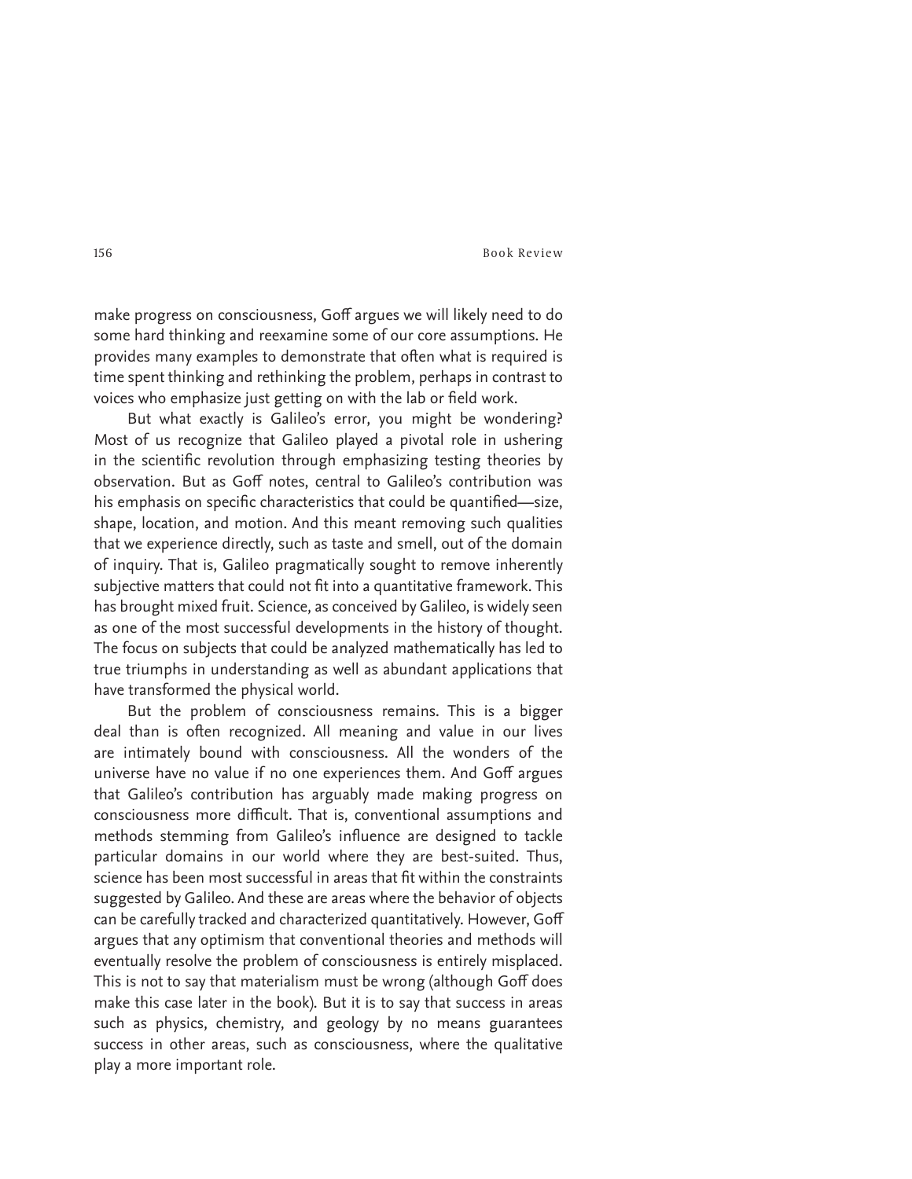make progress on consciousness, Goff argues we will likely need to do some hard thinking and reexamine some of our core assumptions. He provides many examples to demonstrate that often what is required is time spent thinking and rethinking the problem, perhaps in contrast to voices who emphasize just getting on with the lab or field work.

But what exactly is Galileo's error, you might be wondering? Most of us recognize that Galileo played a pivotal role in ushering in the scientific revolution through emphasizing testing theories by observation. But as Goff notes, central to Galileo's contribution was his emphasis on specific characteristics that could be quantified—size, shape, location, and motion. And this meant removing such qualities that we experience directly, such as taste and smell, out of the domain of inquiry. That is, Galileo pragmatically sought to remove inherently subjective matters that could not fit into a quantitative framework. This has brought mixed fruit. Science, as conceived by Galileo, is widely seen as one of the most successful developments in the history of thought. The focus on subjects that could be analyzed mathematically has led to true triumphs in understanding as well as abundant applications that have transformed the physical world.

But the problem of consciousness remains. This is a bigger deal than is often recognized. All meaning and value in our lives are intimately bound with consciousness. All the wonders of the universe have no value if no one experiences them. And Goff argues that Galileo's contribution has arguably made making progress on consciousness more difficult. That is, conventional assumptions and methods stemming from Galileo's influence are designed to tackle particular domains in our world where they are best-suited. Thus, science has been most successful in areas that fit within the constraints suggested by Galileo. And these are areas where the behavior of objects can be carefully tracked and characterized quantitatively. However, Goff argues that any optimism that conventional theories and methods will eventually resolve the problem of consciousness is entirely misplaced. This is not to say that materialism must be wrong (although Goff does make this case later in the book). But it is to say that success in areas such as physics, chemistry, and geology by no means guarantees success in other areas, such as consciousness, where the qualitative play a more important role.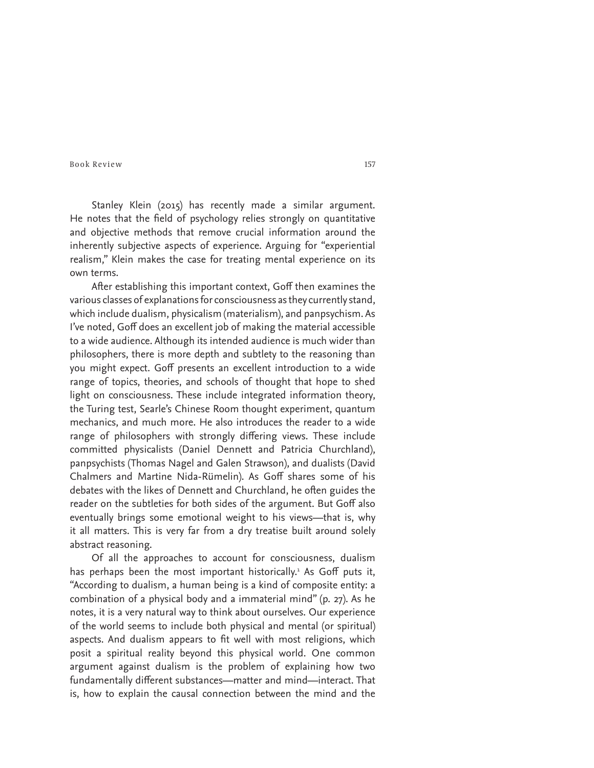Stanley Klein (2015) has recently made a similar argument. He notes that the field of psychology relies strongly on quantitative and objective methods that remove crucial information around the inherently subjective aspects of experience. Arguing for "experiential realism," Klein makes the case for treating mental experience on its own terms.

After establishing this important context, Goff then examines the various classes of explanations for consciousness as they currently stand, which include dualism, physicalism (materialism), and panpsychism. As I've noted, Goff does an excellent job of making the material accessible to a wide audience. Although its intended audience is much wider than philosophers, there is more depth and subtlety to the reasoning than you might expect. Goff presents an excellent introduction to a wide range of topics, theories, and schools of thought that hope to shed light on consciousness. These include integrated information theory, the Turing test, Searle's Chinese Room thought experiment, quantum mechanics, and much more. He also introduces the reader to a wide range of philosophers with strongly differing views. These include committed physicalists (Daniel Dennett and Patricia Churchland), panpsychists (Thomas Nagel and Galen Strawson), and dualists (David Chalmers and Martine Nida-Rümelin). As Goff shares some of his debates with the likes of Dennett and Churchland, he often guides the reader on the subtleties for both sides of the argument. But Goff also eventually brings some emotional weight to his views—that is, why it all matters. This is very far from a dry treatise built around solely abstract reasoning.

Of all the approaches to account for consciousness, dualism has perhaps been the most important historically.[1] As Goff puts it, "According to dualism, a human being is a kind of composite entity: a combination of a physical body and a immaterial mind" (p. 27). As he notes, it is a very natural way to think about ourselves. Our experience of the world seems to include both physical and mental (or spiritual) aspects. And dualism appears to fit well with most religions, which posit a spiritual reality beyond this physical world. One common argument against dualism is the problem of explaining how two fundamentally different substances—matter and mind—interact. That is, how to explain the causal connection between the mind and the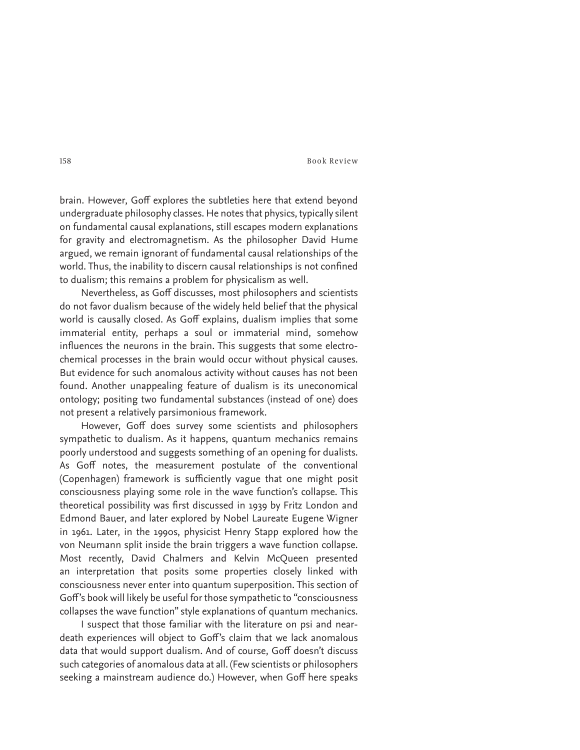brain. However, Goff explores the subtleties here that extend beyond undergraduate philosophy classes. He notes that physics, typically silent on fundamental causal explanations, still escapes modern explanations for gravity and electromagnetism. As the philosopher David Hume argued, we remain ignorant of fundamental causal relationships of the world. Thus, the inability to discern causal relationships is not confined to dualism; this remains a problem for physicalism as well.

Nevertheless, as Goff discusses, most philosophers and scientists do not favor dualism because of the widely held belief that the physical world is causally closed. As Goff explains, dualism implies that some immaterial entity, perhaps a soul or immaterial mind, somehow influences the neurons in the brain. This suggests that some electrochemical processes in the brain would occur without physical causes. But evidence for such anomalous activity without causes has not been found. Another unappealing feature of dualism is its uneconomical ontology; positing two fundamental substances (instead of one) does not present a relatively parsimonious framework.

However, Goff does survey some scientists and philosophers sympathetic to dualism. As it happens, quantum mechanics remains poorly understood and suggests something of an opening for dualists. As Goff notes, the measurement postulate of the conventional (Copenhagen) framework is sufficiently vague that one might posit consciousness playing some role in the wave function's collapse. This theoretical possibility was first discussed in 1939 by Fritz London and Edmond Bauer, and later explored by Nobel Laureate Eugene Wigner in 1961. Later, in the 1990s, physicist Henry Stapp explored how the von Neumann split inside the brain triggers a wave function collapse. Most recently, David Chalmers and Kelvin McQueen presented an interpretation that posits some properties closely linked with consciousness never enter into quantum superposition. This section of Goff's book will likely be useful for those sympathetic to "consciousness collapses the wave function" style explanations of quantum mechanics.

I suspect that those familiar with the literature on psi and near-death experiences will object to Goff's claim that we lack anomalous data that would support dualism. And of course, Goff doesn't discuss such categories of anomalous data at all. (Few scientists or philosophers seeking a mainstream audience do.) However, when Goff here speaks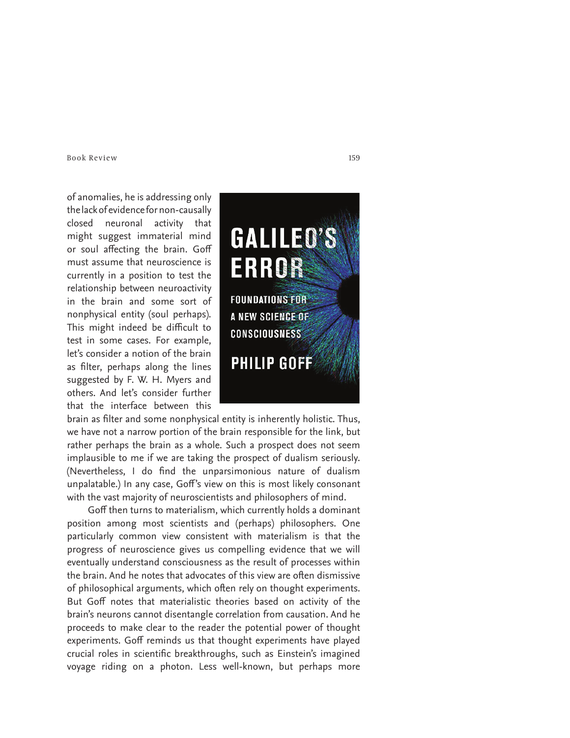of anomalies, he is addressing only the lack of evidence for non-causally closed neuronal activity that might suggest immaterial mind or soul affecting the brain. Goff must assume that neuroscience is currently in a position to test the relationship between neuroactivity in the brain and some sort of nonphysical entity (soul perhaps). This might indeed be difficult to test in some cases. For example, let's consider a notion of the brain as filter, perhaps along the lines suggested by F. W. H. Myers and others. And let's consider further that the interface between this brain as filter and some nonphysical entity is inherently holistic. Thus, we have not a narrow portion of the brain responsible for the link, but rather perhaps the brain as a whole. Such a prospect does not seem implausible to me if we are taking the prospect of dualism seriously. (Nevertheless, I do find the unparsimonious nature of dualism unpalatable.) In any case, Goff's view on this is most likely consonant with the vast majority of neuroscientists and philosophers of mind.

Goff then turns to materialism, which currently holds a dominant position among most scientists and (perhaps) philosophers. One particularly common view consistent with materialism is that the progress of neuroscience gives us compelling evidence that we will eventually understand consciousness as the result of processes within the brain. And he notes that advocates of this view are often dismissive of philosophical arguments, which often rely on thought experiments. But Goff notes that materialistic theories based on activity of the brain's neurons cannot disentangle correlation from causation. And he proceeds to make clear to the reader the potential power of thought experiments. Goff reminds us that thought experiments have played crucial roles in scientific breakthroughs, such as Einstein's imagined voyage riding on a photon. Less well-known, but perhaps more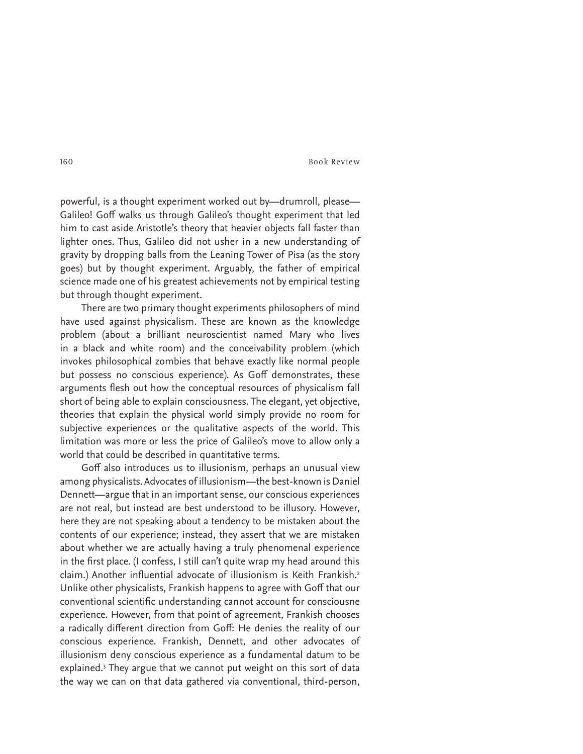powerful, is a thought experiment worked out by—drumroll, please—Galileo! Goff walks us through Galileo's thought experiment that led him to cast aside Aristotle's theory that heavier objects fall faster than lighter ones. Thus, Galileo did not usher in a new understanding of gravity by dropping balls from the Leaning Tower of Pisa (as the story goes) but by thought experiment. Arguably, the father of empirical science made one of his greatest achievements not by empirical testing but through thought experiment.

There are two primary thought experiments philosophers of mind have used against physicalism. These are known as the knowledge problem (about a brilliant neuroscientist named Mary who lives in a black and white room) and the conceivability problem (which invokes philosophical zombies that behave exactly like normal people but possess no conscious experience). As Goff demonstrates, these arguments flesh out how the conceptual resources of physicalism fall short of being able to explain consciousness. The elegant, yet objective, theories that explain the physical world simply provide no room for subjective experiences or the qualitative aspects of the world. This limitation was more or less the price of Galileo's move to allow only a world that could be described in quantitative terms.

Goff also introduces us to illusionism, perhaps an unusual view among physicalists. Advocates of illusionism—the best-known is Daniel Dennett—argue that in an important sense, our conscious experiences are not real, but instead are best understood to be illusory. However, here they are not speaking about a tendency to be mistaken about the contents of our experience; instead, they assert that we are mistaken about whether we are actually having a truly phenomenal experience in the first place. (I confess, I still can't quite wrap my head around this claim.) Another influential advocate of illusionism is Keith Frankish.[2] Unlike other physicalists, Frankish happens to agree with Goff that our conventional scientific understanding cannot account for consciousne experience. However, from that point of agreement, Frankish chooses a radically different direction from Goff: He denies the reality of our conscious experience. Frankish, Dennett, and other advocates of illusionism deny conscious experience as a fundamental datum to be explained.[3] They argue that we cannot put weight on this sort of data the way we can on that data gathered via conventional, third-person,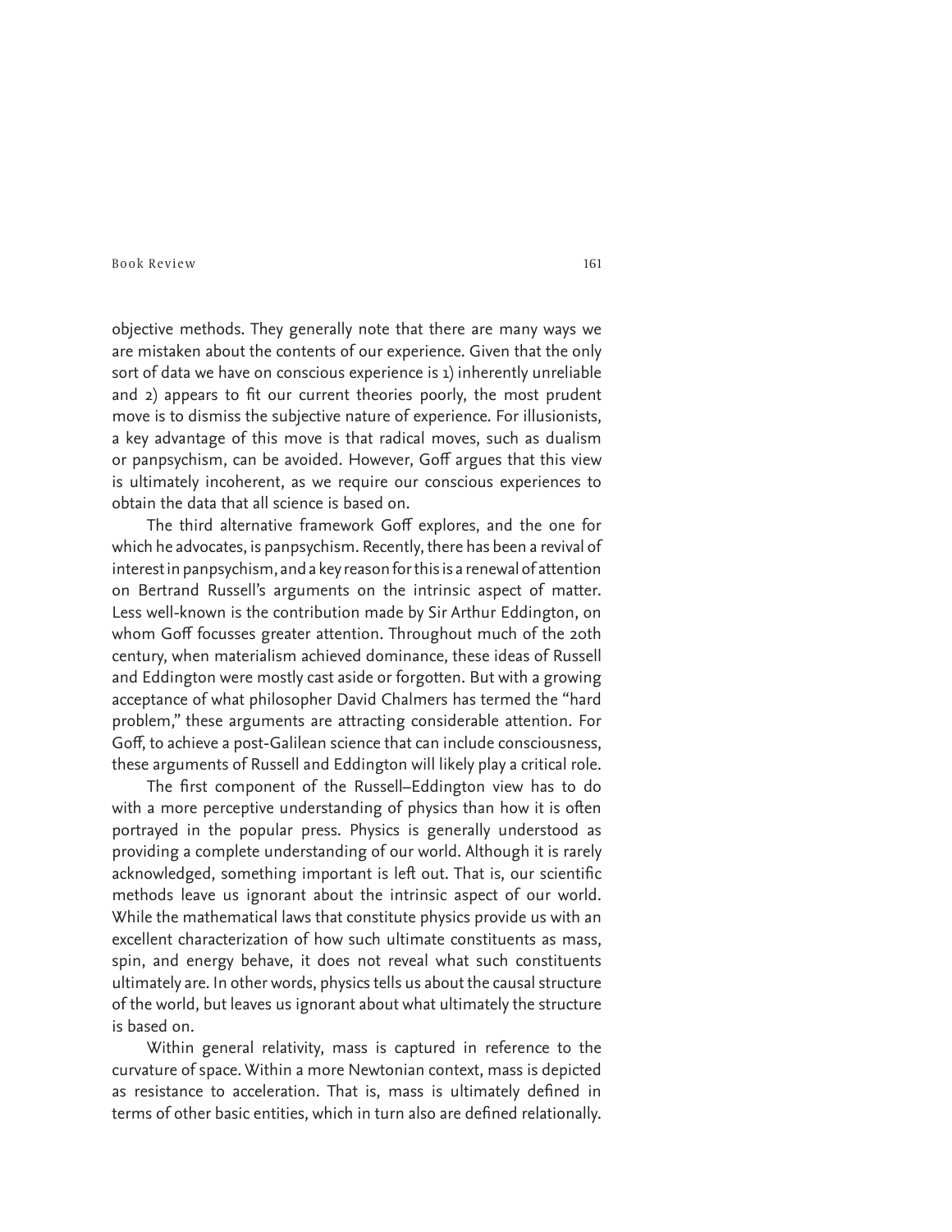objective methods. They generally note that there are many ways we are mistaken about the contents of our experience. Given that the only sort of data we have on conscious experience is 1) inherently unreliable and 2) appears to fit our current theories poorly, the most prudent move is to dismiss the subjective nature of experience. For illusionists, a key advantage of this move is that radical moves, such as dualism or panpsychism, can be avoided. However, Goff argues that this view is ultimately incoherent, as we require our conscious experiences to obtain the data that all science is based on.

The third alternative framework Goff explores, and the one for which he advocates, is panpsychism. Recently, there has been a revival of interest in panpsychism, and a key reason for this is a renewal of attention on Bertrand Russell's arguments on the intrinsic aspect of matter. Less well-known is the contribution made by Sir Arthur Eddington, on whom Goff focusses greater attention. Throughout much of the 20th century, when materialism achieved dominance, these ideas of Russell and Eddington were mostly cast aside or forgotten. But with a growing acceptance of what philosopher David Chalmers has termed the "hard problem," these arguments are attracting considerable attention. For Goff, to achieve a post-Galilean science that can include consciousness, these arguments of Russell and Eddington will likely play a critical role.

The first component of the Russell–Eddington view has to do with a more perceptive understanding of physics than how it is often portrayed in the popular press. Physics is generally understood as providing a complete understanding of our world. Although it is rarely acknowledged, something important is left out. That is, our scientific methods leave us ignorant about the intrinsic aspect of our world. While the mathematical laws that constitute physics provide us with an excellent characterization of how such ultimate constituents as mass, spin, and energy behave, it does not reveal what such constituents ultimately are. In other words, physics tells us about the causal structure of the world, but leaves us ignorant about what ultimately the structure is based on.

Within general relativity, mass is captured in reference to the curvature of space. Within a more Newtonian context, mass is depicted as resistance to acceleration. That is, mass is ultimately defined in terms of other basic entities, which in turn also are defined relationally.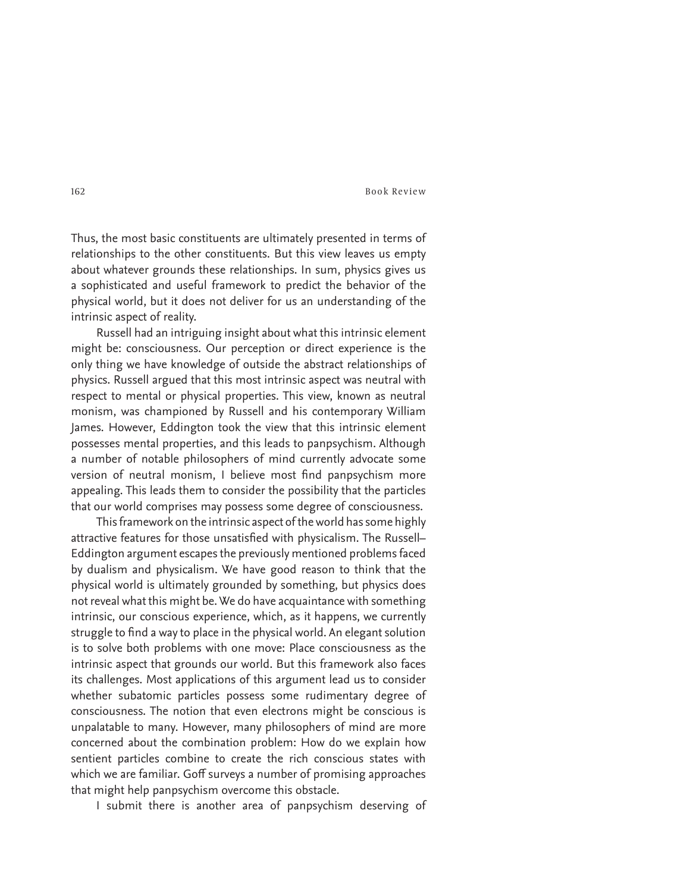Thus, the most basic constituents are ultimately presented in terms of relationships to the other constituents. But this view leaves us empty about whatever grounds these relationships. In sum, physics gives us a sophisticated and useful framework to predict the behavior of the physical world, but it does not deliver for us an understanding of the intrinsic aspect of reality.

Russell had an intriguing insight about what this intrinsic element might be: consciousness. Our perception or direct experience is the only thing we have knowledge of outside the abstract relationships of physics. Russell argued that this most intrinsic aspect was neutral with respect to mental or physical properties. This view, known as neutral monism, was championed by Russell and his contemporary William James. However, Eddington took the view that this intrinsic element possesses mental properties, and this leads to panpsychism. Although a number of notable philosophers of mind currently advocate some version of neutral monism, I believe most find panpsychism more appealing. This leads them to consider the possibility that the particles that our world comprises may possess some degree of consciousness.

This framework on the intrinsic aspect of the world has some highly attractive features for those unsatisfied with physicalism. The Russell–Eddington argument escapes the previously mentioned problems faced by dualism and physicalism. We have good reason to think that the physical world is ultimately grounded by something, but physics does not reveal what this might be. We do have acquaintance with something intrinsic, our conscious experience, which, as it happens, we currently struggle to find a way to place in the physical world. An elegant solution is to solve both problems with one move: Place consciousness as the intrinsic aspect that grounds our world. But this framework also faces its challenges. Most applications of this argument lead us to consider whether subatomic particles possess some rudimentary degree of consciousness. The notion that even electrons might be conscious is unpalatable to many. However, many philosophers of mind are more concerned about the combination problem: How do we explain how sentient particles combine to create the rich conscious states with which we are familiar. Goff surveys a number of promising approaches that might help panpsychism overcome this obstacle.

I submit there is another area of panpsychism deserving of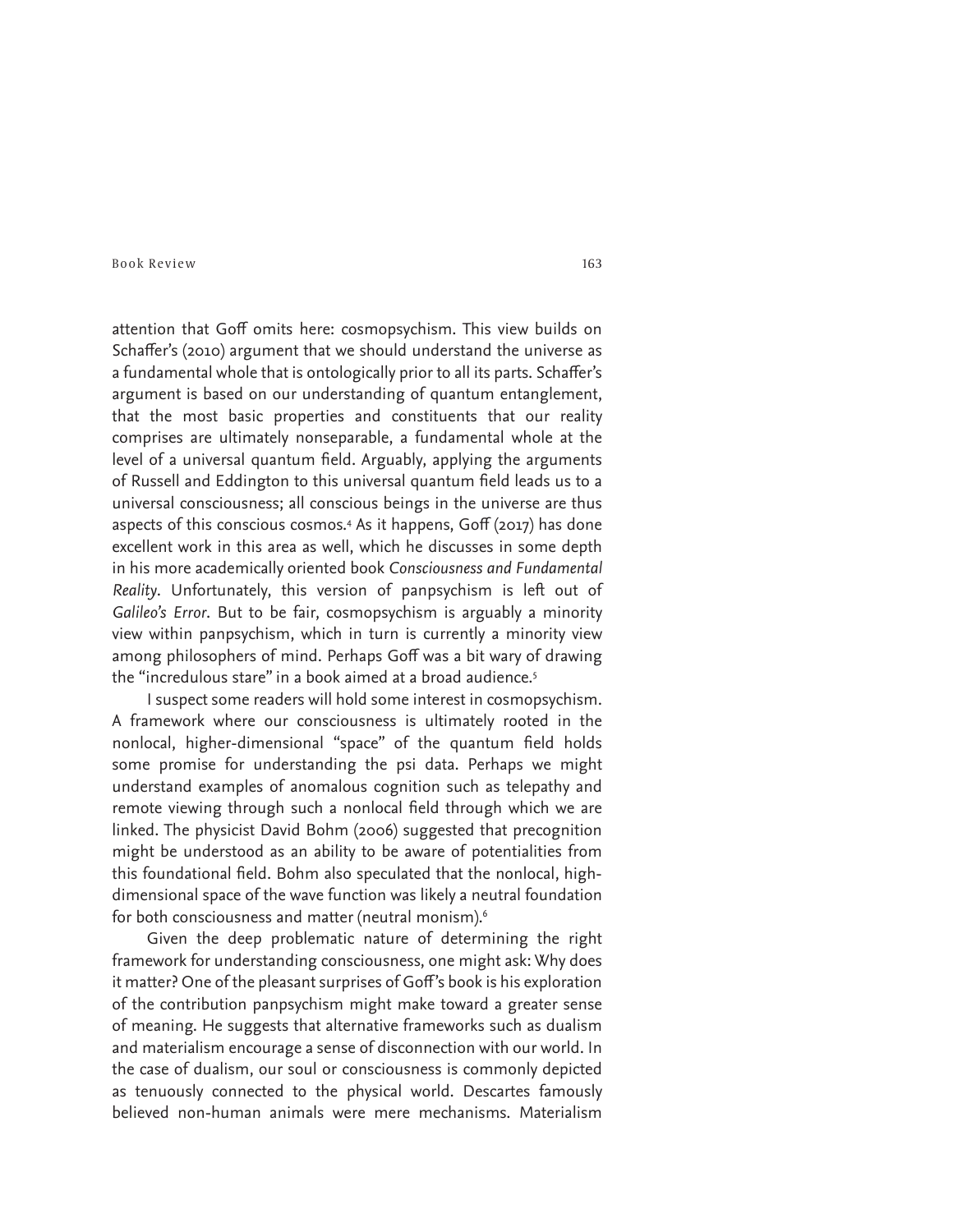attention that Goff omits here: cosmopsychism. This view builds on Schaffer's (2010) argument that we should understand the universe as a fundamental whole that is ontologically prior to all its parts. Schaffer's argument is based on our understanding of quantum entanglement, that the most basic properties and constituents that our reality comprises are ultimately nonseparable, a fundamental whole at the level of a universal quantum field. Arguably, applying the arguments of Russell and Eddington to this universal quantum field leads us to a universal consciousness; all conscious beings in the universe are thus aspects of this conscious cosmos.[4] As it happens, Goff (2017) has done excellent work in this area as well, which he discusses in some depth in his more academically oriented book *Consciousness and Fundamental Reality*. Unfortunately, this version of panpsychism is left out of *Galileo's Error*. But to be fair, cosmopsychism is arguably a minority view within panpsychism, which in turn is currently a minority view among philosophers of mind. Perhaps Goff was a bit wary of drawing the "incredulous stare" in a book aimed at a broad audience.[5]

I suspect some readers will hold some interest in cosmopsychism. A framework where our consciousness is ultimately rooted in the nonlocal, higher-dimensional "space" of the quantum field holds some promise for understanding the psi data. Perhaps we might understand examples of anomalous cognition such as telepathy and remote viewing through such a nonlocal field through which we are linked. The physicist David Bohm (2006) suggested that precognition might be understood as an ability to be aware of potentialities from this foundational field. Bohm also speculated that the nonlocal, high-dimensional space of the wave function was likely a neutral foundation for both consciousness and matter (neutral monism).[6]

Given the deep problematic nature of determining the right framework for understanding consciousness, one might ask: Why does it matter? One of the pleasant surprises of Goff's book is his exploration of the contribution panpsychism might make toward a greater sense of meaning. He suggests that alternative frameworks such as dualism and materialism encourage a sense of disconnection with our world. In the case of dualism, our soul or consciousness is commonly depicted as tenuously connected to the physical world. Descartes famously believed non-human animals were mere mechanisms. Materialism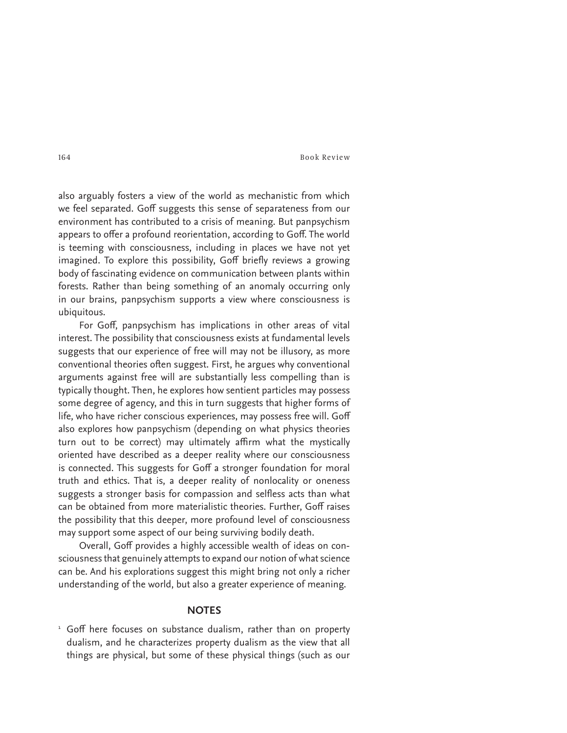also arguably fosters a view of the world as mechanistic from which we feel separated. Goff suggests this sense of separateness from our environment has contributed to a crisis of meaning. But panpsychism appears to offer a profound reorientation, according to Goff. The world is teeming with consciousness, including in places we have not yet imagined. To explore this possibility, Goff briefly reviews a growing body of fascinating evidence on communication between plants within forests. Rather than being something of an anomaly occurring only in our brains, panpsychism supports a view where consciousness is ubiquitous.

For Goff, panpsychism has implications in other areas of vital interest. The possibility that consciousness exists at fundamental levels suggests that our experience of free will may not be illusory, as more conventional theories often suggest. First, he argues why conventional arguments against free will are substantially less compelling than is typically thought. Then, he explores how sentient particles may possess some degree of agency, and this in turn suggests that higher forms of life, who have richer conscious experiences, may possess free will. Goff also explores how panpsychism (depending on what physics theories turn out to be correct) may ultimately affirm what the mystically oriented have described as a deeper reality where our consciousness is connected. This suggests for Goff a stronger foundation for moral truth and ethics. That is, a deeper reality of nonlocality or oneness suggests a stronger basis for compassion and selfless acts than what can be obtained from more materialistic theories. Further, Goff raises the possibility that this deeper, more profound level of consciousness may support some aspect of our being surviving bodily death.

Overall, Goff provides a highly accessible wealth of ideas on consciousness that genuinely attempts to expand our notion of what science can be. And his explorations suggest this might bring not only a richer understanding of the world, but also a greater experience of meaning.

## NOTES

[1] Goff here focuses on substance dualism, rather than on property dualism, and he characterizes property dualism as the view that all things are physical, but some of these physical things (such as our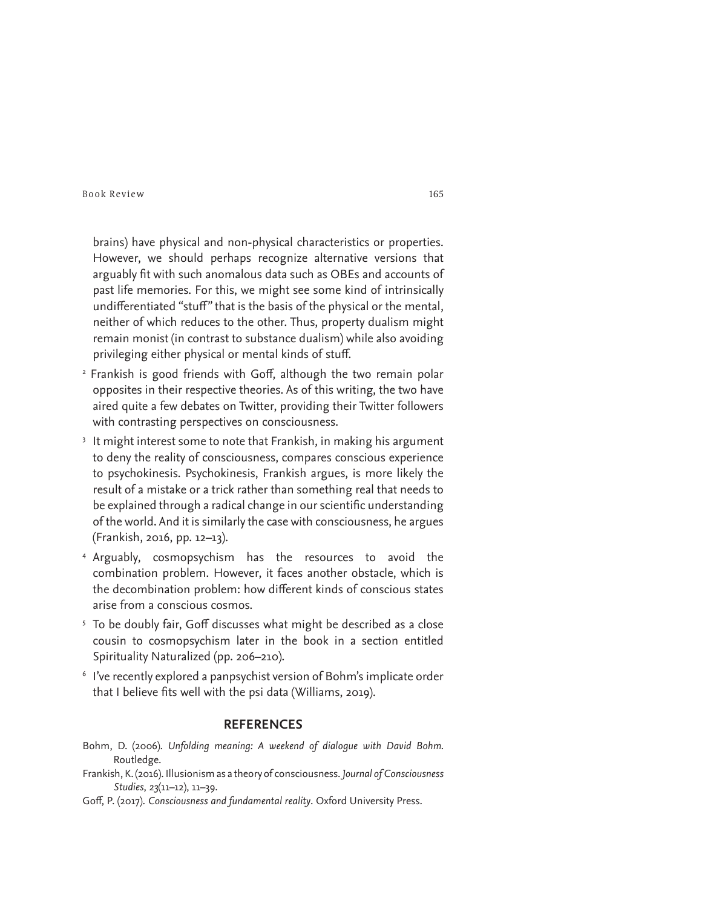brains) have physical and non-physical characteristics or properties. However, we should perhaps recognize alternative versions that arguably fit with such anomalous data such as OBEs and accounts of past life memories. For this, we might see some kind of intrinsically undifferentiated "stuff" that is the basis of the physical or the mental, neither of which reduces to the other. Thus, property dualism might remain monist (in contrast to substance dualism) while also avoiding privileging either physical or mental kinds of stuff.

[2] Frankish is good friends with Goff, although the two remain polar opposites in their respective theories. As of this writing, the two have aired quite a few debates on Twitter, providing their Twitter followers with contrasting perspectives on consciousness.

[3] It might interest some to note that Frankish, in making his argument to deny the reality of consciousness, compares conscious experience to psychokinesis. Psychokinesis, Frankish argues, is more likely the result of a mistake or a trick rather than something real that needs to be explained through a radical change in our scientific understanding of the world. And it is similarly the case with consciousness, he argues (Frankish, 2016, pp. 12–13).

[4] Arguably, cosmopsychism has the resources to avoid the combination problem. However, it faces another obstacle, which is the decombination problem: how different kinds of conscious states arise from a conscious cosmos.

[5] To be doubly fair, Goff discusses what might be described as a close cousin to cosmopsychism later in the book in a section entitled Spirituality Naturalized (pp. 206–210).

[6] I've recently explored a panpsychist version of Bohm's implicate order that I believe fits well with the psi data (Williams, 2019).

## REFERENCES

Bohm, D. (2006). *Unfolding meaning: A weekend of dialogue with David Bohm*. Routledge.

Frankish, K. (2016). Illusionism as a theory of consciousness. *Journal of Consciousness Studies*, *23*(11–12), 11–39.

Goff, P. (2017). *Consciousness and fundamental reality*. Oxford University Press.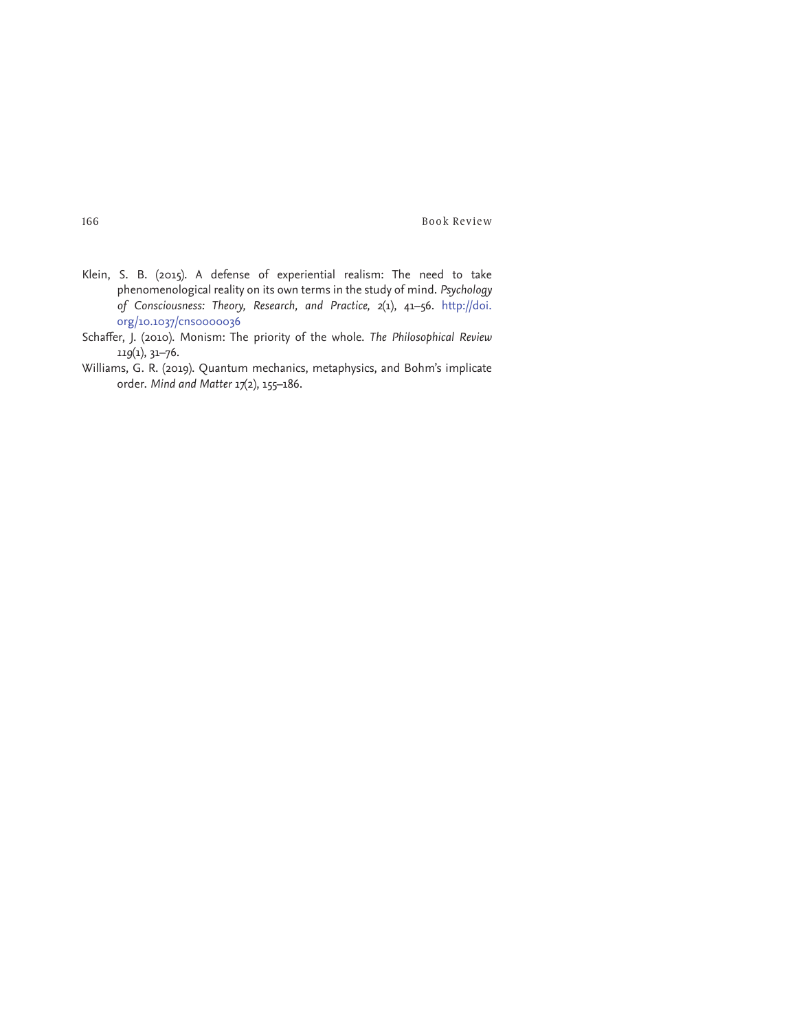Klein, S. B. (2015). A defense of experiential realism: The need to take phenomenological reality on its own terms in the study of mind. *Psychology of Consciousness: Theory, Research, and Practice, 2*(1), 41–56. http://doi.org/10.1037/cns0000036

Schaffer, J. (2010). Monism: The priority of the whole. *The Philosophical Review 119*(1), 31–76.

Williams, G. R. (2019). Quantum mechanics, metaphysics, and Bohm's implicate order. *Mind and Matter 17*(2), 155–186.